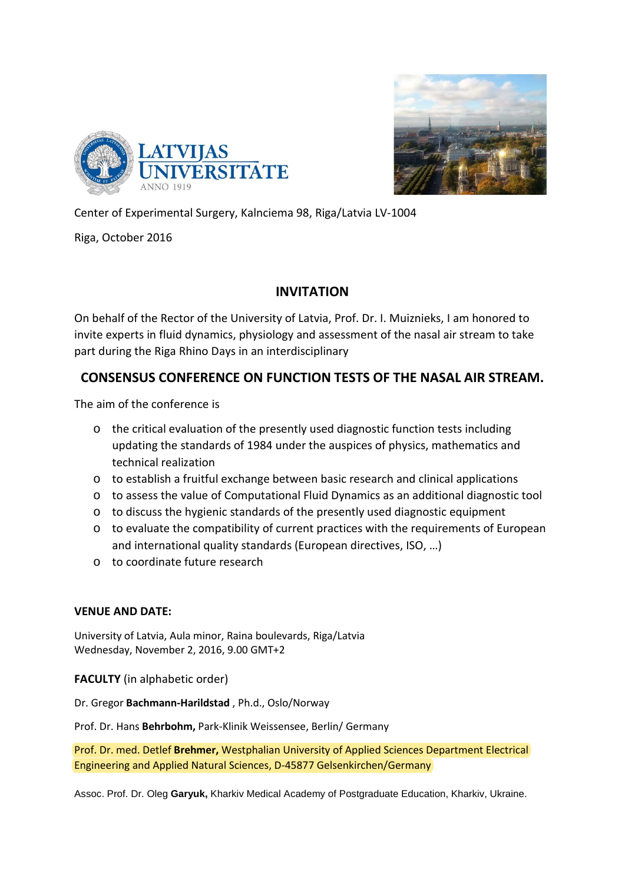Center of Experimental Surgery, Kalnciema 98, Riga/Latvia LV-1004

Riga, October 2016

## INVITATION

On behalf of the Rector of the University of Latvia, Prof. Dr. I. Muiznieks, I am honored to invite experts in fluid dynamics, physiology and assessment of the nasal air stream to take part during the Riga Rhino Days in an interdisciplinary

## CONSENSUS CONFERENCE ON FUNCTION TESTS OF THE NASAL AIR STREAM.

The aim of the conference is

- the critical evaluation of the presently used diagnostic function tests including updating the standards of 1984 under the auspices of physics, mathematics and technical realization
- to establish a fruitful exchange between basic research and clinical applications
- to assess the value of Computational Fluid Dynamics as an additional diagnostic tool
- to discuss the hygienic standards of the presently used diagnostic equipment
- to evaluate the compatibility of current practices with the requirements of European and international quality standards (European directives, ISO, …)
- to coordinate future research

**VENUE AND DATE:**

University of Latvia, Aula minor, Raina boulevards, Riga/Latvia
Wednesday, November 2, 2016, 9.00 GMT+2

**FACULTY** (in alphabetic order)

Dr. Gregor **Bachmann-Harildstad** , Ph.d., Oslo/Norway

Prof. Dr. Hans **Behrbohm,** Park-Klinik Weissensee, Berlin/ Germany

Prof. Dr. med. Detlef **Brehmer,** Westphalian University of Applied Sciences Department Electrical Engineering and Applied Natural Sciences, D-45877 Gelsenkirchen/Germany

Assoc. Prof. Dr. Oleg **Garyuk,** Kharkiv Medical Academy of Postgraduate Education, Kharkiv, Ukraine.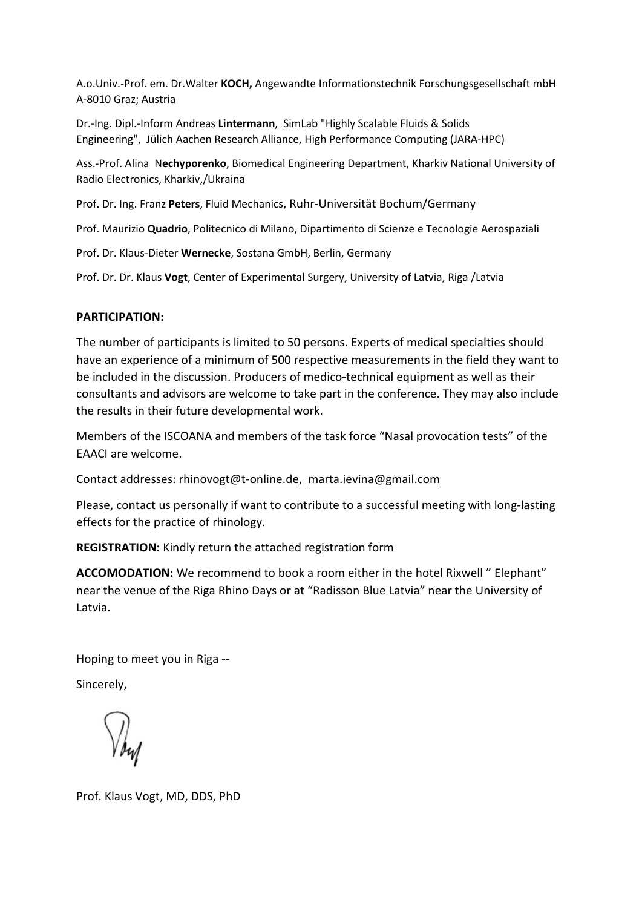A.o.Univ.-Prof. em. Dr.Walter **KOCH,** Angewandte Informationstechnik Forschungsgesellschaft mbH A-8010 Graz; Austria

Dr.-Ing. Dipl.-Inform Andreas **Lintermann**, SimLab "Highly Scalable Fluids & Solids Engineering", Jülich Aachen Research Alliance, High Performance Computing (JARA-HPC)

Ass.-Prof. Alina N**echyporenko**, Biomedical Engineering Department, Kharkiv National University of Radio Electronics, Kharkiv,/Ukraina

Prof. Dr. Ing. Franz **Peters**, Fluid Mechanics, Ruhr-Universität Bochum/Germany

Prof. Maurizio **Quadrio**, Politecnico di Milano, Dipartimento di Scienze e Tecnologie Aerospaziali

Prof. Dr. Klaus-Dieter **Wernecke**, Sostana GmbH, Berlin, Germany

Prof. Dr. Dr. Klaus **Vogt**, Center of Experimental Surgery, University of Latvia, Riga /Latvia

**PARTICIPATION:**

The number of participants is limited to 50 persons. Experts of medical specialties should have an experience of a minimum of 500 respective measurements in the field they want to be included in the discussion. Producers of medico-technical equipment as well as their consultants and advisors are welcome to take part in the conference. They may also include the results in their future developmental work.

Members of the ISCOANA and members of the task force "Nasal provocation tests" of the EAACI are welcome.

Contact addresses: rhinovogt@t-online.de, marta.ievina@gmail.com

Please, contact us personally if want to contribute to a successful meeting with long-lasting effects for the practice of rhinology.

**REGISTRATION:** Kindly return the attached registration form

**ACCOMODATION:** We recommend to book a room either in the hotel Rixwell " Elephant" near the venue of the Riga Rhino Days or at "Radisson Blue Latvia" near the University of Latvia.

Hoping to meet you in Riga --

Sincerely,

Prof. Klaus Vogt, MD, DDS, PhD